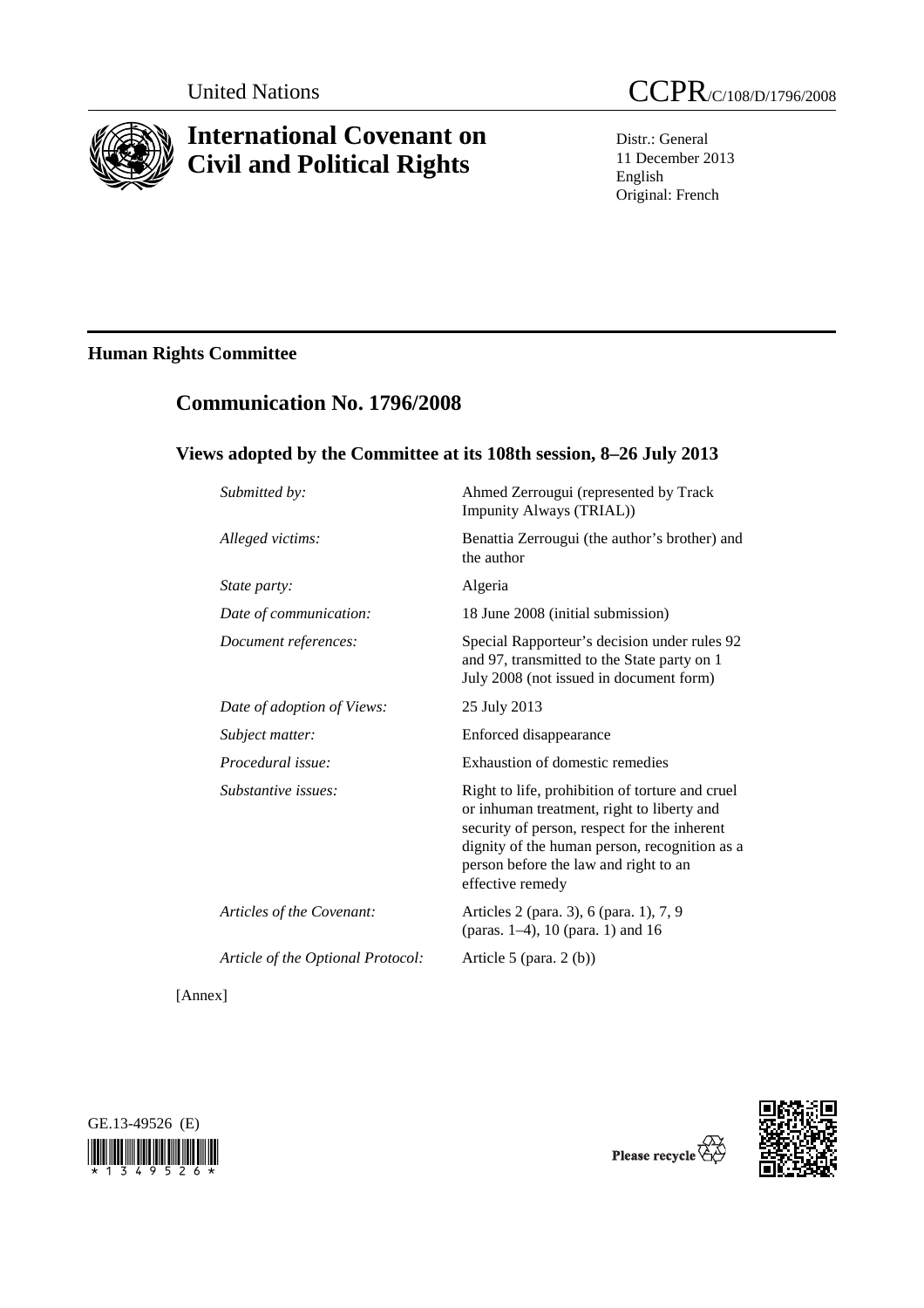United Nations

# CCPR/C/108/D/1796/2008

# International Covenant on Civil and Political Rights

Distr.: General
11 December 2013
English
Original: French

## Human Rights Committee

## Communication No. 1796/2008

### Views adopted by the Committee at its 108th session, 8–26 July 2013

| | |
|---|---|
| *Submitted by:* | Ahmed Zerrougui (represented by Track Impunity Always (TRIAL)) |
| *Alleged victims:* | Benattia Zerrougui (the author's brother) and the author |
| *State party:* | Algeria |
| *Date of communication:* | 18 June 2008 (initial submission) |
| *Document references:* | Special Rapporteur's decision under rules 92 and 97, transmitted to the State party on 1 July 2008 (not issued in document form) |
| *Date of adoption of Views:* | 25 July 2013 |
| *Subject matter:* | Enforced disappearance |
| *Procedural issue:* | Exhaustion of domestic remedies |
| *Substantive issues:* | Right to life, prohibition of torture and cruel or inhuman treatment, right to liberty and security of person, respect for the inherent dignity of the human person, recognition as a person before the law and right to an effective remedy |
| *Articles of the Covenant:* | Articles 2 (para. 3), 6 (para. 1), 7, 9 (paras. 1–4), 10 (para. 1) and 16 |
| *Article of the Optional Protocol:* | Article 5 (para. 2 (b)) |

[Annex]

GE.13-49526 (E)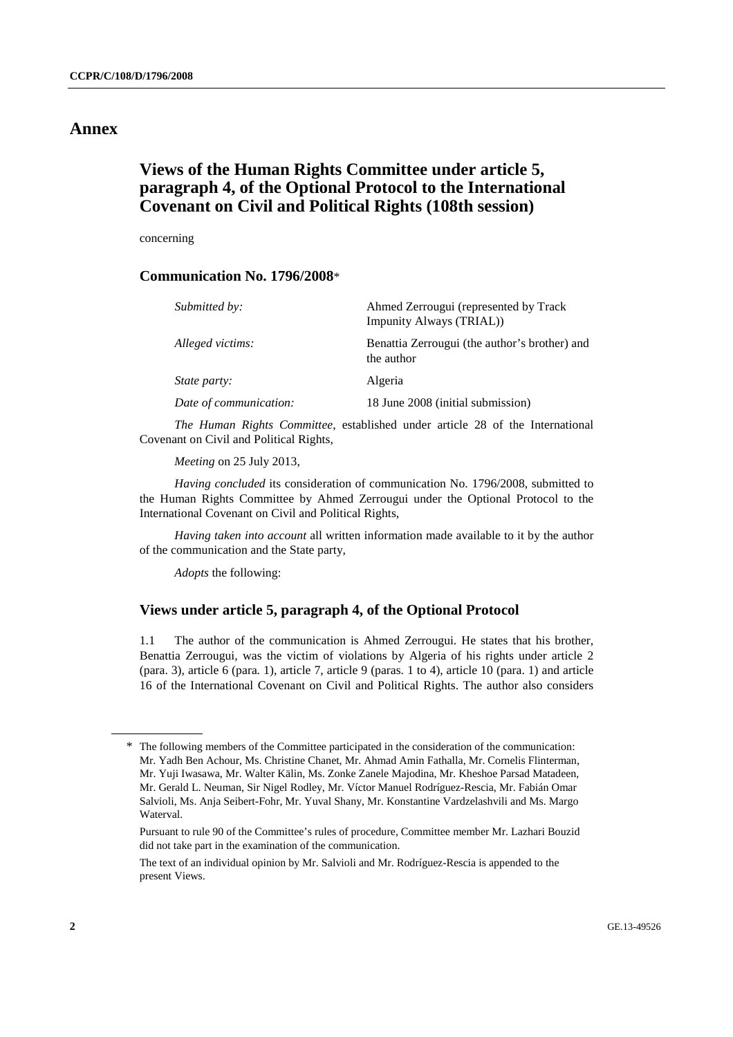# Annex

## Views of the Human Rights Committee under article 5, paragraph 4, of the Optional Protocol to the International Covenant on Civil and Political Rights (108th session)

concerning

### Communication No. 1796/2008*

| | |
|---|---|
| *Submitted by:* | Ahmed Zerrougui (represented by Track Impunity Always (TRIAL)) |
| *Alleged victims:* | Benattia Zerrougui (the author's brother) and the author |
| *State party:* | Algeria |
| *Date of communication:* | 18 June 2008 (initial submission) |

*The Human Rights Committee*, established under article 28 of the International Covenant on Civil and Political Rights,

*Meeting* on 25 July 2013,

*Having concluded* its consideration of communication No. 1796/2008, submitted to the Human Rights Committee by Ahmed Zerrougui under the Optional Protocol to the International Covenant on Civil and Political Rights,

*Having taken into account* all written information made available to it by the author of the communication and the State party,

*Adopts* the following:

### Views under article 5, paragraph 4, of the Optional Protocol

1.1 The author of the communication is Ahmed Zerrougui. He states that his brother, Benattia Zerrougui, was the victim of violations by Algeria of his rights under article 2 (para. 3), article 6 (para. 1), article 7, article 9 (paras. 1 to 4), article 10 (para. 1) and article 16 of the International Covenant on Civil and Political Rights. The author also considers

---

\* The following members of the Committee participated in the consideration of the communication: Mr. Yadh Ben Achour, Ms. Christine Chanet, Mr. Ahmad Amin Fathalla, Mr. Cornelis Flinterman, Mr. Yuji Iwasawa, Mr. Walter Kälin, Ms. Zonke Zanele Majodina, Mr. Kheshoe Parsad Matadeen, Mr. Gerald L. Neuman, Sir Nigel Rodley, Mr. Víctor Manuel Rodríguez-Rescia, Mr. Fabián Omar Salvioli, Ms. Anja Seibert-Fohr, Mr. Yuval Shany, Mr. Konstantine Vardzelashvili and Ms. Margo Waterval.

Pursuant to rule 90 of the Committee's rules of procedure, Committee member Mr. Lazhari Bouzid did not take part in the examination of the communication.

The text of an individual opinion by Mr. Salvioli and Mr. Rodríguez-Rescia is appended to the present Views.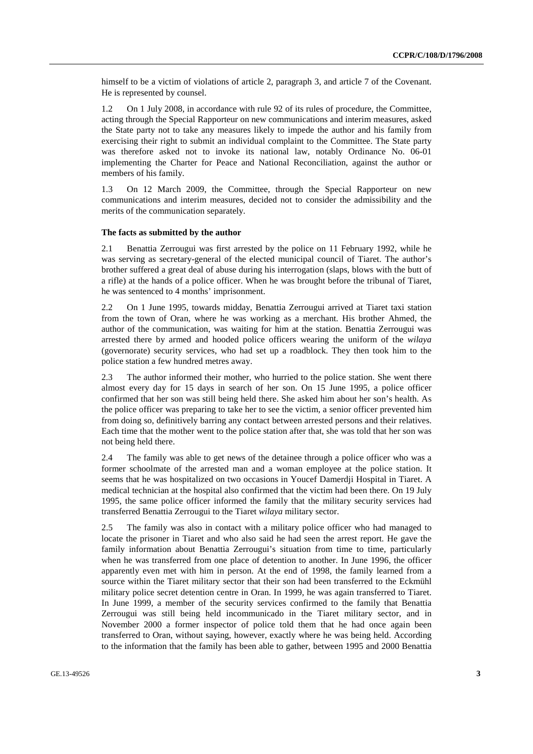himself to be a victim of violations of article 2, paragraph 3, and article 7 of the Covenant. He is represented by counsel.

1.2 On 1 July 2008, in accordance with rule 92 of its rules of procedure, the Committee, acting through the Special Rapporteur on new communications and interim measures, asked the State party not to take any measures likely to impede the author and his family from exercising their right to submit an individual complaint to the Committee. The State party was therefore asked not to invoke its national law, notably Ordinance No. 06-01 implementing the Charter for Peace and National Reconciliation, against the author or members of his family.

1.3 On 12 March 2009, the Committee, through the Special Rapporteur on new communications and interim measures, decided not to consider the admissibility and the merits of the communication separately.

### The facts as submitted by the author

2.1 Benattia Zerrougui was first arrested by the police on 11 February 1992, while he was serving as secretary-general of the elected municipal council of Tiaret. The author's brother suffered a great deal of abuse during his interrogation (slaps, blows with the butt of a rifle) at the hands of a police officer. When he was brought before the tribunal of Tiaret, he was sentenced to 4 months' imprisonment.

2.2 On 1 June 1995, towards midday, Benattia Zerrougui arrived at Tiaret taxi station from the town of Oran, where he was working as a merchant. His brother Ahmed, the author of the communication, was waiting for him at the station. Benattia Zerrougui was arrested there by armed and hooded police officers wearing the uniform of the *wilaya* (governorate) security services, who had set up a roadblock. They then took him to the police station a few hundred metres away.

2.3 The author informed their mother, who hurried to the police station. She went there almost every day for 15 days in search of her son. On 15 June 1995, a police officer confirmed that her son was still being held there. She asked him about her son's health. As the police officer was preparing to take her to see the victim, a senior officer prevented him from doing so, definitively barring any contact between arrested persons and their relatives. Each time that the mother went to the police station after that, she was told that her son was not being held there.

2.4 The family was able to get news of the detainee through a police officer who was a former schoolmate of the arrested man and a woman employee at the police station. It seems that he was hospitalized on two occasions in Youcef Damerdji Hospital in Tiaret. A medical technician at the hospital also confirmed that the victim had been there. On 19 July 1995, the same police officer informed the family that the military security services had transferred Benattia Zerrougui to the Tiaret *wilaya* military sector.

2.5 The family was also in contact with a military police officer who had managed to locate the prisoner in Tiaret and who also said he had seen the arrest report. He gave the family information about Benattia Zerrougui's situation from time to time, particularly when he was transferred from one place of detention to another. In June 1996, the officer apparently even met with him in person. At the end of 1998, the family learned from a source within the Tiaret military sector that their son had been transferred to the Eckmühl military police secret detention centre in Oran. In 1999, he was again transferred to Tiaret. In June 1999, a member of the security services confirmed to the family that Benattia Zerrougui was still being held incommunicado in the Tiaret military sector, and in November 2000 a former inspector of police told them that he had once again been transferred to Oran, without saying, however, exactly where he was being held. According to the information that the family has been able to gather, between 1995 and 2000 Benattia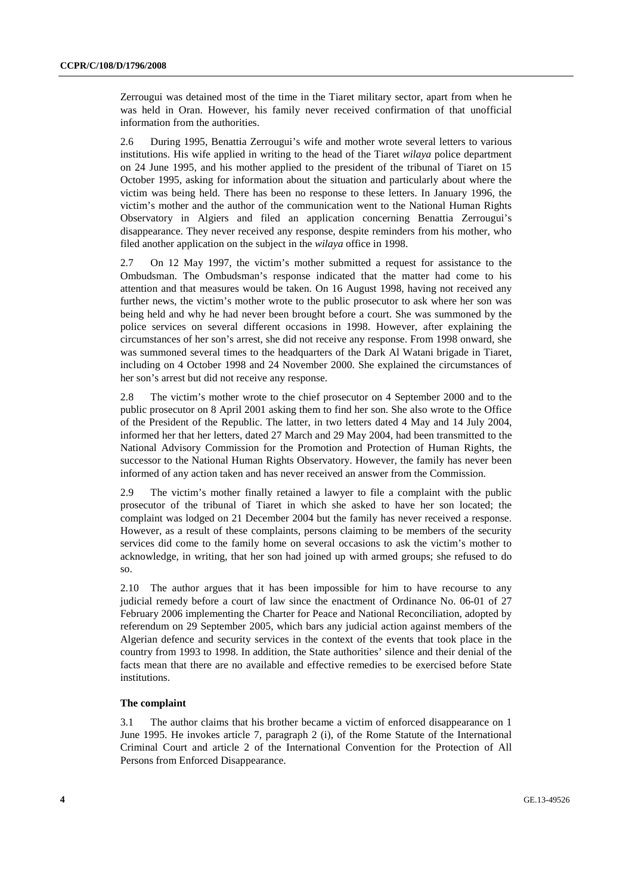Zerrougui was detained most of the time in the Tiaret military sector, apart from when he was held in Oran. However, his family never received confirmation of that unofficial information from the authorities.

2.6 During 1995, Benattia Zerrougui's wife and mother wrote several letters to various institutions. His wife applied in writing to the head of the Tiaret *wilaya* police department on 24 June 1995, and his mother applied to the president of the tribunal of Tiaret on 15 October 1995, asking for information about the situation and particularly about where the victim was being held. There has been no response to these letters. In January 1996, the victim's mother and the author of the communication went to the National Human Rights Observatory in Algiers and filed an application concerning Benattia Zerrougui's disappearance. They never received any response, despite reminders from his mother, who filed another application on the subject in the *wilaya* office in 1998.

2.7 On 12 May 1997, the victim's mother submitted a request for assistance to the Ombudsman. The Ombudsman's response indicated that the matter had come to his attention and that measures would be taken. On 16 August 1998, having not received any further news, the victim's mother wrote to the public prosecutor to ask where her son was being held and why he had never been brought before a court. She was summoned by the police services on several different occasions in 1998. However, after explaining the circumstances of her son's arrest, she did not receive any response. From 1998 onward, she was summoned several times to the headquarters of the Dark Al Watani brigade in Tiaret, including on 4 October 1998 and 24 November 2000. She explained the circumstances of her son's arrest but did not receive any response.

2.8 The victim's mother wrote to the chief prosecutor on 4 September 2000 and to the public prosecutor on 8 April 2001 asking them to find her son. She also wrote to the Office of the President of the Republic. The latter, in two letters dated 4 May and 14 July 2004, informed her that her letters, dated 27 March and 29 May 2004, had been transmitted to the National Advisory Commission for the Promotion and Protection of Human Rights, the successor to the National Human Rights Observatory. However, the family has never been informed of any action taken and has never received an answer from the Commission.

2.9 The victim's mother finally retained a lawyer to file a complaint with the public prosecutor of the tribunal of Tiaret in which she asked to have her son located; the complaint was lodged on 21 December 2004 but the family has never received a response. However, as a result of these complaints, persons claiming to be members of the security services did come to the family home on several occasions to ask the victim's mother to acknowledge, in writing, that her son had joined up with armed groups; she refused to do so.

2.10 The author argues that it has been impossible for him to have recourse to any judicial remedy before a court of law since the enactment of Ordinance No. 06-01 of 27 February 2006 implementing the Charter for Peace and National Reconciliation, adopted by referendum on 29 September 2005, which bars any judicial action against members of the Algerian defence and security services in the context of the events that took place in the country from 1993 to 1998. In addition, the State authorities' silence and their denial of the facts mean that there are no available and effective remedies to be exercised before State institutions.

### The complaint

3.1 The author claims that his brother became a victim of enforced disappearance on 1 June 1995. He invokes article 7, paragraph 2 (i), of the Rome Statute of the International Criminal Court and article 2 of the International Convention for the Protection of All Persons from Enforced Disappearance.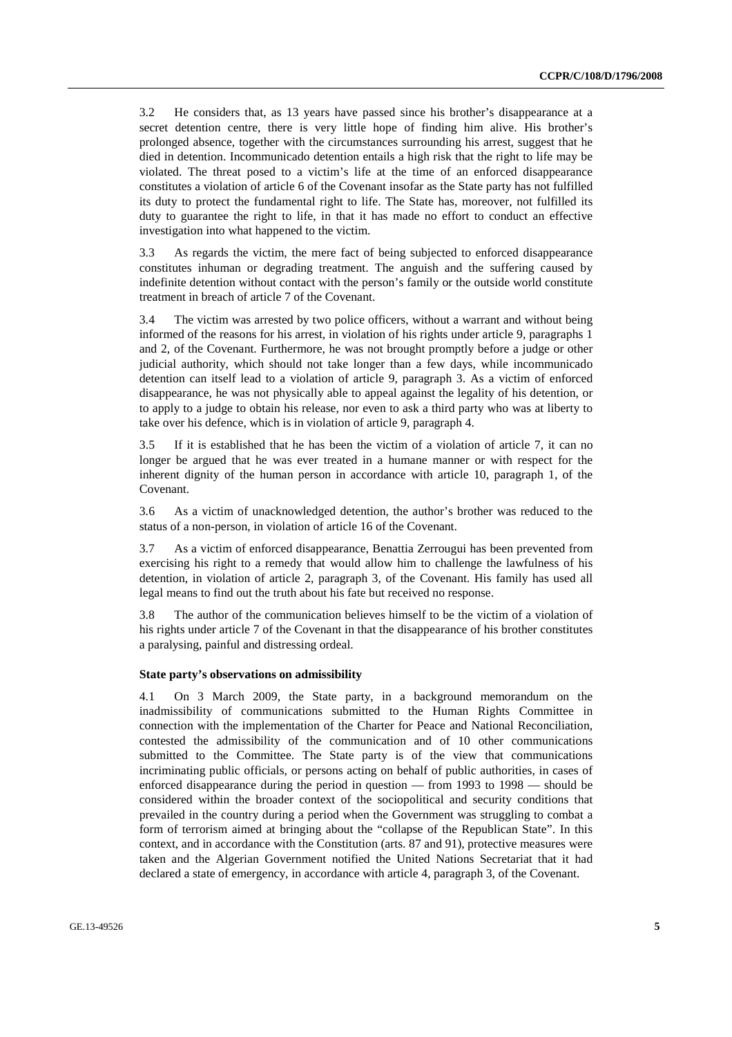3.2 He considers that, as 13 years have passed since his brother's disappearance at a secret detention centre, there is very little hope of finding him alive. His brother's prolonged absence, together with the circumstances surrounding his arrest, suggest that he died in detention. Incommunicado detention entails a high risk that the right to life may be violated. The threat posed to a victim's life at the time of an enforced disappearance constitutes a violation of article 6 of the Covenant insofar as the State party has not fulfilled its duty to protect the fundamental right to life. The State has, moreover, not fulfilled its duty to guarantee the right to life, in that it has made no effort to conduct an effective investigation into what happened to the victim.

3.3 As regards the victim, the mere fact of being subjected to enforced disappearance constitutes inhuman or degrading treatment. The anguish and the suffering caused by indefinite detention without contact with the person's family or the outside world constitute treatment in breach of article 7 of the Covenant.

3.4 The victim was arrested by two police officers, without a warrant and without being informed of the reasons for his arrest, in violation of his rights under article 9, paragraphs 1 and 2, of the Covenant. Furthermore, he was not brought promptly before a judge or other judicial authority, which should not take longer than a few days, while incommunicado detention can itself lead to a violation of article 9, paragraph 3. As a victim of enforced disappearance, he was not physically able to appeal against the legality of his detention, or to apply to a judge to obtain his release, nor even to ask a third party who was at liberty to take over his defence, which is in violation of article 9, paragraph 4.

3.5 If it is established that he has been the victim of a violation of article 7, it can no longer be argued that he was ever treated in a humane manner or with respect for the inherent dignity of the human person in accordance with article 10, paragraph 1, of the Covenant.

3.6 As a victim of unacknowledged detention, the author's brother was reduced to the status of a non-person, in violation of article 16 of the Covenant.

3.7 As a victim of enforced disappearance, Benattia Zerrougui has been prevented from exercising his right to a remedy that would allow him to challenge the lawfulness of his detention, in violation of article 2, paragraph 3, of the Covenant. His family has used all legal means to find out the truth about his fate but received no response.

3.8 The author of the communication believes himself to be the victim of a violation of his rights under article 7 of the Covenant in that the disappearance of his brother constitutes a paralysing, painful and distressing ordeal.

### State party's observations on admissibility

4.1 On 3 March 2009, the State party, in a background memorandum on the inadmissibility of communications submitted to the Human Rights Committee in connection with the implementation of the Charter for Peace and National Reconciliation, contested the admissibility of the communication and of 10 other communications submitted to the Committee. The State party is of the view that communications incriminating public officials, or persons acting on behalf of public authorities, in cases of enforced disappearance during the period in question — from 1993 to 1998 — should be considered within the broader context of the sociopolitical and security conditions that prevailed in the country during a period when the Government was struggling to combat a form of terrorism aimed at bringing about the "collapse of the Republican State". In this context, and in accordance with the Constitution (arts. 87 and 91), protective measures were taken and the Algerian Government notified the United Nations Secretariat that it had declared a state of emergency, in accordance with article 4, paragraph 3, of the Covenant.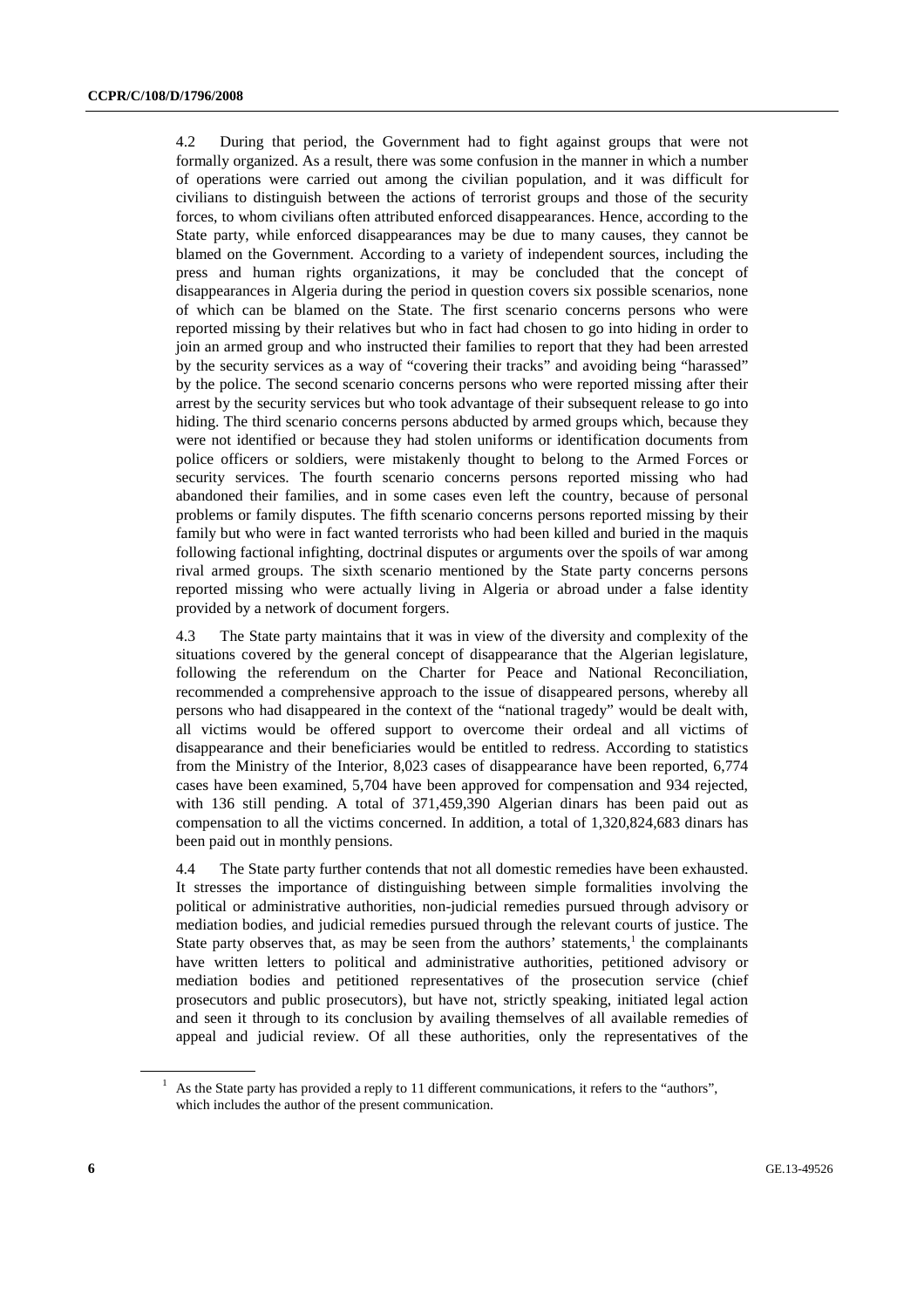4.2 During that period, the Government had to fight against groups that were not formally organized. As a result, there was some confusion in the manner in which a number of operations were carried out among the civilian population, and it was difficult for civilians to distinguish between the actions of terrorist groups and those of the security forces, to whom civilians often attributed enforced disappearances. Hence, according to the State party, while enforced disappearances may be due to many causes, they cannot be blamed on the Government. According to a variety of independent sources, including the press and human rights organizations, it may be concluded that the concept of disappearances in Algeria during the period in question covers six possible scenarios, none of which can be blamed on the State. The first scenario concerns persons who were reported missing by their relatives but who in fact had chosen to go into hiding in order to join an armed group and who instructed their families to report that they had been arrested by the security services as a way of "covering their tracks" and avoiding being "harassed" by the police. The second scenario concerns persons who were reported missing after their arrest by the security services but who took advantage of their subsequent release to go into hiding. The third scenario concerns persons abducted by armed groups which, because they were not identified or because they had stolen uniforms or identification documents from police officers or soldiers, were mistakenly thought to belong to the Armed Forces or security services. The fourth scenario concerns persons reported missing who had abandoned their families, and in some cases even left the country, because of personal problems or family disputes. The fifth scenario concerns persons reported missing by their family but who were in fact wanted terrorists who had been killed and buried in the maquis following factional infighting, doctrinal disputes or arguments over the spoils of war among rival armed groups. The sixth scenario mentioned by the State party concerns persons reported missing who were actually living in Algeria or abroad under a false identity provided by a network of document forgers.

4.3 The State party maintains that it was in view of the diversity and complexity of the situations covered by the general concept of disappearance that the Algerian legislature, following the referendum on the Charter for Peace and National Reconciliation, recommended a comprehensive approach to the issue of disappeared persons, whereby all persons who had disappeared in the context of the "national tragedy" would be dealt with, all victims would be offered support to overcome their ordeal and all victims of disappearance and their beneficiaries would be entitled to redress. According to statistics from the Ministry of the Interior, 8,023 cases of disappearance have been reported, 6,774 cases have been examined, 5,704 have been approved for compensation and 934 rejected, with 136 still pending. A total of 371,459,390 Algerian dinars has been paid out as compensation to all the victims concerned. In addition, a total of 1,320,824,683 dinars has been paid out in monthly pensions.

4.4 The State party further contends that not all domestic remedies have been exhausted. It stresses the importance of distinguishing between simple formalities involving the political or administrative authorities, non-judicial remedies pursued through advisory or mediation bodies, and judicial remedies pursued through the relevant courts of justice. The State party observes that, as may be seen from the authors' statements,[1] the complainants have written letters to political and administrative authorities, petitioned advisory or mediation bodies and petitioned representatives of the prosecution service (chief prosecutors and public prosecutors), but have not, strictly speaking, initiated legal action and seen it through to its conclusion by availing themselves of all available remedies of appeal and judicial review. Of all these authorities, only the representatives of the

[1] As the State party has provided a reply to 11 different communications, it refers to the "authors", which includes the author of the present communication.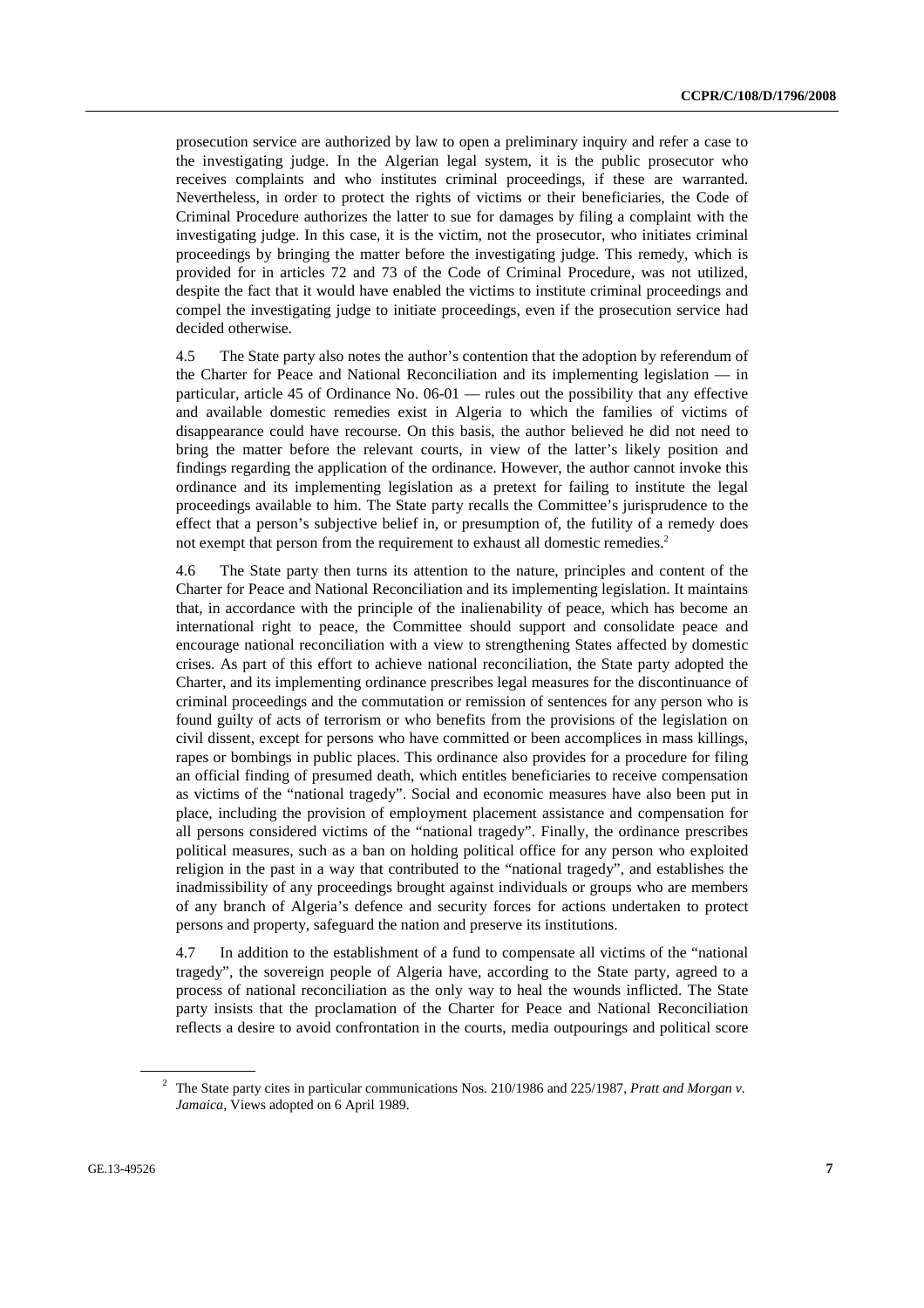prosecution service are authorized by law to open a preliminary inquiry and refer a case to the investigating judge. In the Algerian legal system, it is the public prosecutor who receives complaints and who institutes criminal proceedings, if these are warranted. Nevertheless, in order to protect the rights of victims or their beneficiaries, the Code of Criminal Procedure authorizes the latter to sue for damages by filing a complaint with the investigating judge. In this case, it is the victim, not the prosecutor, who initiates criminal proceedings by bringing the matter before the investigating judge. This remedy, which is provided for in articles 72 and 73 of the Code of Criminal Procedure, was not utilized, despite the fact that it would have enabled the victims to institute criminal proceedings and compel the investigating judge to initiate proceedings, even if the prosecution service had decided otherwise.

4.5 The State party also notes the author's contention that the adoption by referendum of the Charter for Peace and National Reconciliation and its implementing legislation — in particular, article 45 of Ordinance No. 06-01 — rules out the possibility that any effective and available domestic remedies exist in Algeria to which the families of victims of disappearance could have recourse. On this basis, the author believed he did not need to bring the matter before the relevant courts, in view of the latter's likely position and findings regarding the application of the ordinance. However, the author cannot invoke this ordinance and its implementing legislation as a pretext for failing to institute the legal proceedings available to him. The State party recalls the Committee's jurisprudence to the effect that a person's subjective belief in, or presumption of, the futility of a remedy does not exempt that person from the requirement to exhaust all domestic remedies.[2]

4.6 The State party then turns its attention to the nature, principles and content of the Charter for Peace and National Reconciliation and its implementing legislation. It maintains that, in accordance with the principle of the inalienability of peace, which has become an international right to peace, the Committee should support and consolidate peace and encourage national reconciliation with a view to strengthening States affected by domestic crises. As part of this effort to achieve national reconciliation, the State party adopted the Charter, and its implementing ordinance prescribes legal measures for the discontinuance of criminal proceedings and the commutation or remission of sentences for any person who is found guilty of acts of terrorism or who benefits from the provisions of the legislation on civil dissent, except for persons who have committed or been accomplices in mass killings, rapes or bombings in public places. This ordinance also provides for a procedure for filing an official finding of presumed death, which entitles beneficiaries to receive compensation as victims of the "national tragedy". Social and economic measures have also been put in place, including the provision of employment placement assistance and compensation for all persons considered victims of the "national tragedy". Finally, the ordinance prescribes political measures, such as a ban on holding political office for any person who exploited religion in the past in a way that contributed to the "national tragedy", and establishes the inadmissibility of any proceedings brought against individuals or groups who are members of any branch of Algeria's defence and security forces for actions undertaken to protect persons and property, safeguard the nation and preserve its institutions.

4.7 In addition to the establishment of a fund to compensate all victims of the "national tragedy", the sovereign people of Algeria have, according to the State party, agreed to a process of national reconciliation as the only way to heal the wounds inflicted. The State party insists that the proclamation of the Charter for Peace and National Reconciliation reflects a desire to avoid confrontation in the courts, media outpourings and political score

---

[2] The State party cites in particular communications Nos. 210/1986 and 225/1987, *Pratt and Morgan v. Jamaica*, Views adopted on 6 April 1989.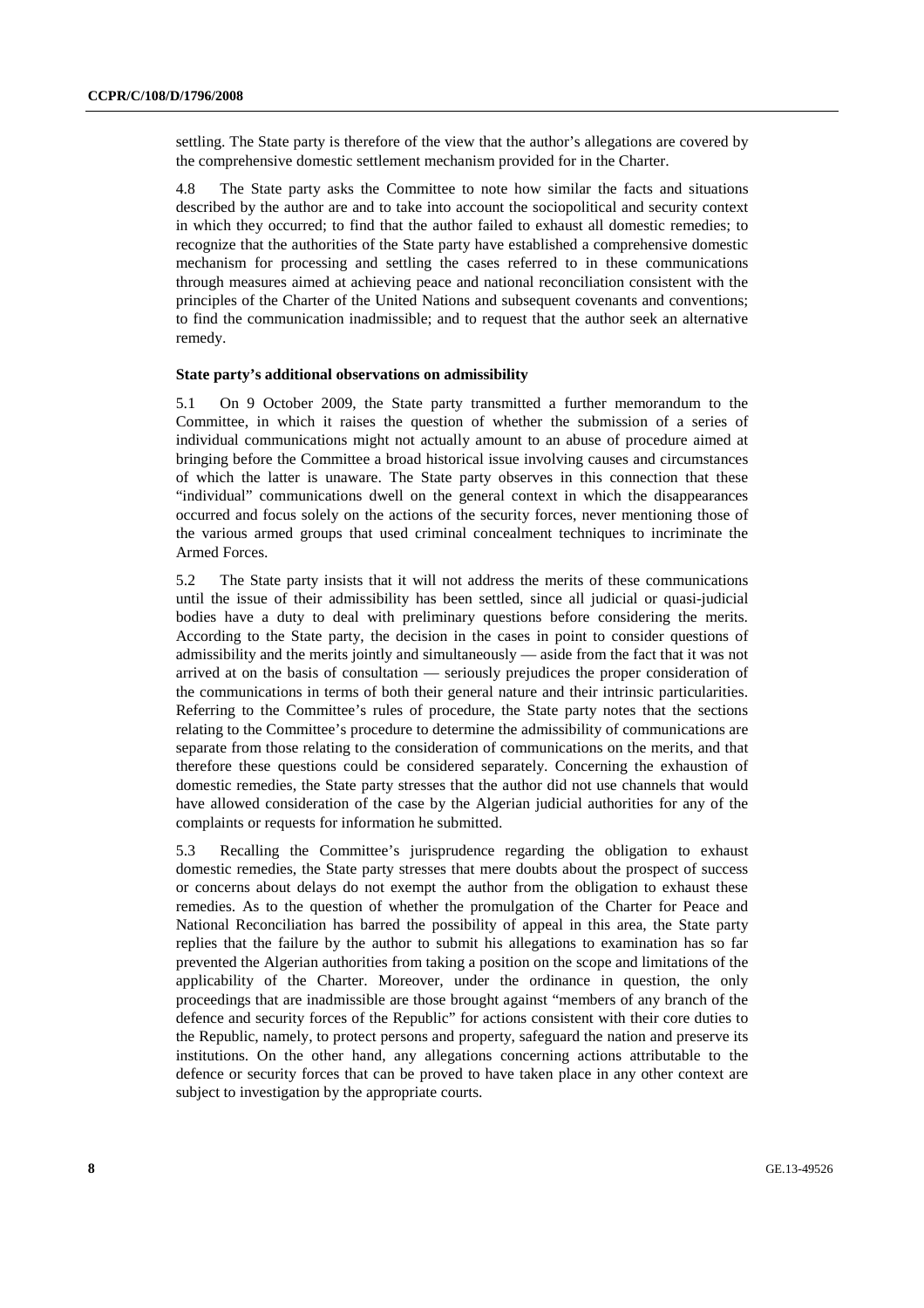settling. The State party is therefore of the view that the author's allegations are covered by the comprehensive domestic settlement mechanism provided for in the Charter.

4.8 The State party asks the Committee to note how similar the facts and situations described by the author are and to take into account the sociopolitical and security context in which they occurred; to find that the author failed to exhaust all domestic remedies; to recognize that the authorities of the State party have established a comprehensive domestic mechanism for processing and settling the cases referred to in these communications through measures aimed at achieving peace and national reconciliation consistent with the principles of the Charter of the United Nations and subsequent covenants and conventions; to find the communication inadmissible; and to request that the author seek an alternative remedy.

**State party's additional observations on admissibility**

5.1 On 9 October 2009, the State party transmitted a further memorandum to the Committee, in which it raises the question of whether the submission of a series of individual communications might not actually amount to an abuse of procedure aimed at bringing before the Committee a broad historical issue involving causes and circumstances of which the latter is unaware. The State party observes in this connection that these "individual" communications dwell on the general context in which the disappearances occurred and focus solely on the actions of the security forces, never mentioning those of the various armed groups that used criminal concealment techniques to incriminate the Armed Forces.

5.2 The State party insists that it will not address the merits of these communications until the issue of their admissibility has been settled, since all judicial or quasi-judicial bodies have a duty to deal with preliminary questions before considering the merits. According to the State party, the decision in the cases in point to consider questions of admissibility and the merits jointly and simultaneously — aside from the fact that it was not arrived at on the basis of consultation — seriously prejudices the proper consideration of the communications in terms of both their general nature and their intrinsic particularities. Referring to the Committee's rules of procedure, the State party notes that the sections relating to the Committee's procedure to determine the admissibility of communications are separate from those relating to the consideration of communications on the merits, and that therefore these questions could be considered separately. Concerning the exhaustion of domestic remedies, the State party stresses that the author did not use channels that would have allowed consideration of the case by the Algerian judicial authorities for any of the complaints or requests for information he submitted.

5.3 Recalling the Committee's jurisprudence regarding the obligation to exhaust domestic remedies, the State party stresses that mere doubts about the prospect of success or concerns about delays do not exempt the author from the obligation to exhaust these remedies. As to the question of whether the promulgation of the Charter for Peace and National Reconciliation has barred the possibility of appeal in this area, the State party replies that the failure by the author to submit his allegations to examination has so far prevented the Algerian authorities from taking a position on the scope and limitations of the applicability of the Charter. Moreover, under the ordinance in question, the only proceedings that are inadmissible are those brought against "members of any branch of the defence and security forces of the Republic" for actions consistent with their core duties to the Republic, namely, to protect persons and property, safeguard the nation and preserve its institutions. On the other hand, any allegations concerning actions attributable to the defence or security forces that can be proved to have taken place in any other context are subject to investigation by the appropriate courts.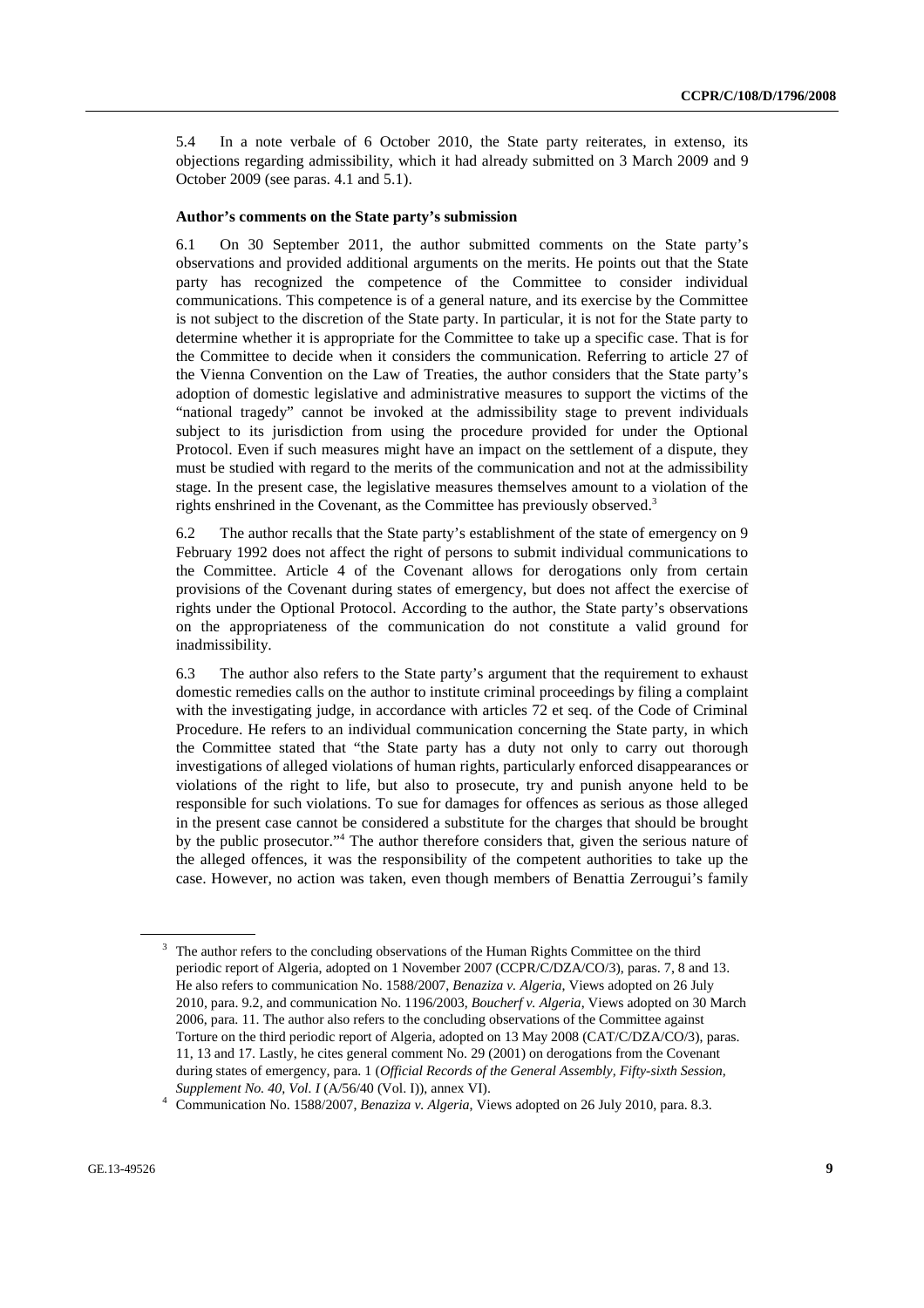5.4 In a note verbale of 6 October 2010, the State party reiterates, in extenso, its objections regarding admissibility, which it had already submitted on 3 March 2009 and 9 October 2009 (see paras. 4.1 and 5.1).

**Author's comments on the State party's submission**

6.1 On 30 September 2011, the author submitted comments on the State party's observations and provided additional arguments on the merits. He points out that the State party has recognized the competence of the Committee to consider individual communications. This competence is of a general nature, and its exercise by the Committee is not subject to the discretion of the State party. In particular, it is not for the State party to determine whether it is appropriate for the Committee to take up a specific case. That is for the Committee to decide when it considers the communication. Referring to article 27 of the Vienna Convention on the Law of Treaties, the author considers that the State party's adoption of domestic legislative and administrative measures to support the victims of the "national tragedy" cannot be invoked at the admissibility stage to prevent individuals subject to its jurisdiction from using the procedure provided for under the Optional Protocol. Even if such measures might have an impact on the settlement of a dispute, they must be studied with regard to the merits of the communication and not at the admissibility stage. In the present case, the legislative measures themselves amount to a violation of the rights enshrined in the Covenant, as the Committee has previously observed.[3]

6.2 The author recalls that the State party's establishment of the state of emergency on 9 February 1992 does not affect the right of persons to submit individual communications to the Committee. Article 4 of the Covenant allows for derogations only from certain provisions of the Covenant during states of emergency, but does not affect the exercise of rights under the Optional Protocol. According to the author, the State party's observations on the appropriateness of the communication do not constitute a valid ground for inadmissibility.

6.3 The author also refers to the State party's argument that the requirement to exhaust domestic remedies calls on the author to institute criminal proceedings by filing a complaint with the investigating judge, in accordance with articles 72 et seq. of the Code of Criminal Procedure. He refers to an individual communication concerning the State party, in which the Committee stated that "the State party has a duty not only to carry out thorough investigations of alleged violations of human rights, particularly enforced disappearances or violations of the right to life, but also to prosecute, try and punish anyone held to be responsible for such violations. To sue for damages for offences as serious as those alleged in the present case cannot be considered a substitute for the charges that should be brought by the public prosecutor."[4] The author therefore considers that, given the serious nature of the alleged offences, it was the responsibility of the competent authorities to take up the case. However, no action was taken, even though members of Benattia Zerrougui's family

---

[3] The author refers to the concluding observations of the Human Rights Committee on the third periodic report of Algeria, adopted on 1 November 2007 (CCPR/C/DZA/CO/3), paras. 7, 8 and 13. He also refers to communication No. 1588/2007, *Benaziza v. Algeria*, Views adopted on 26 July 2010, para. 9.2, and communication No. 1196/2003, *Boucherf v. Algeria*, Views adopted on 30 March 2006, para. 11. The author also refers to the concluding observations of the Committee against Torture on the third periodic report of Algeria, adopted on 13 May 2008 (CAT/C/DZA/CO/3), paras. 11, 13 and 17. Lastly, he cites general comment No. 29 (2001) on derogations from the Covenant during states of emergency, para. 1 (*Official Records of the General Assembly, Fifty-sixth Session, Supplement No. 40, Vol. I* (A/56/40 (Vol. I)), annex VI).

[4] Communication No. 1588/2007, *Benaziza v. Algeria*, Views adopted on 26 July 2010, para. 8.3.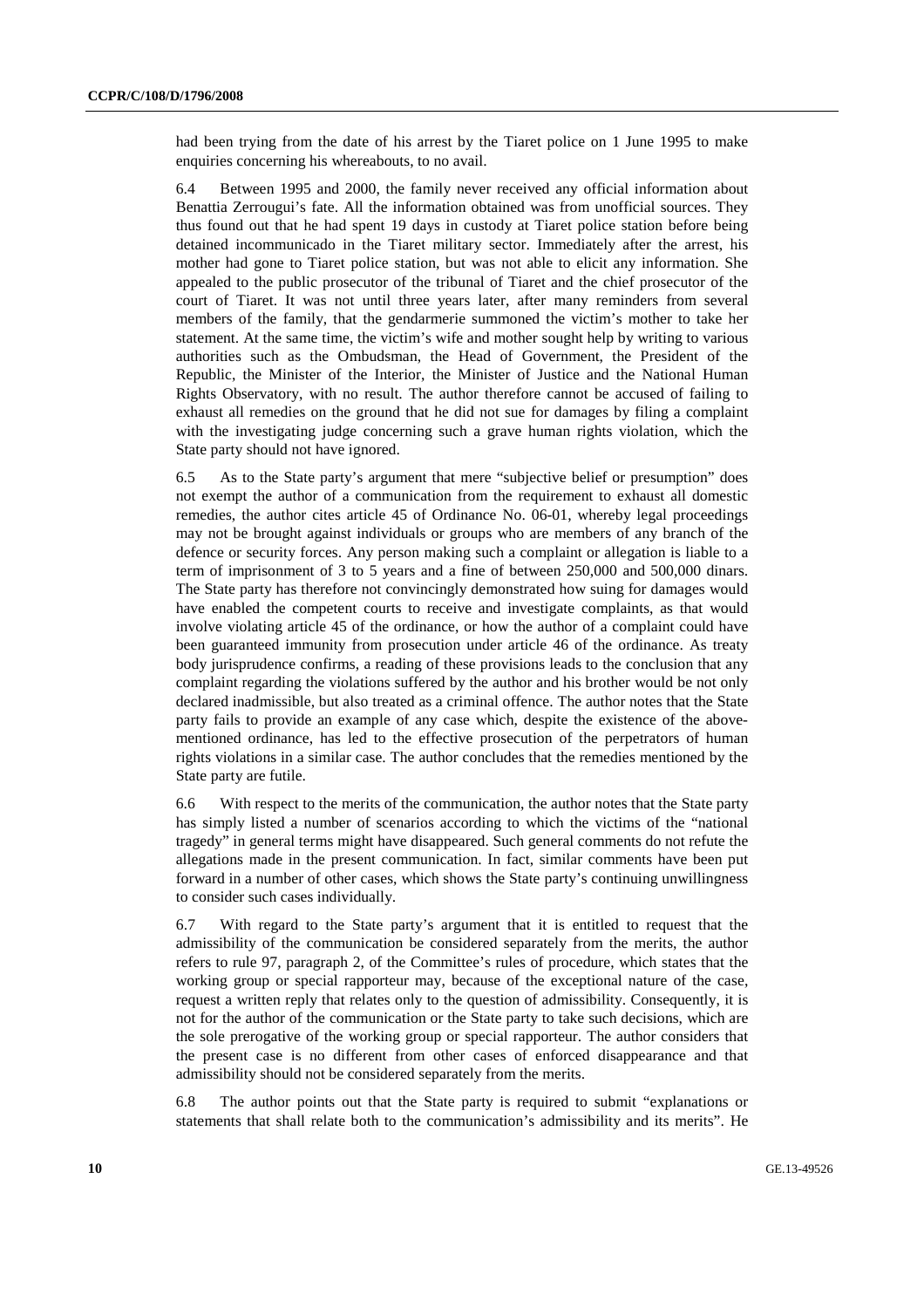had been trying from the date of his arrest by the Tiaret police on 1 June 1995 to make enquiries concerning his whereabouts, to no avail.

6.4 Between 1995 and 2000, the family never received any official information about Benattia Zerrougui's fate. All the information obtained was from unofficial sources. They thus found out that he had spent 19 days in custody at Tiaret police station before being detained incommunicado in the Tiaret military sector. Immediately after the arrest, his mother had gone to Tiaret police station, but was not able to elicit any information. She appealed to the public prosecutor of the tribunal of Tiaret and the chief prosecutor of the court of Tiaret. It was not until three years later, after many reminders from several members of the family, that the gendarmerie summoned the victim's mother to take her statement. At the same time, the victim's wife and mother sought help by writing to various authorities such as the Ombudsman, the Head of Government, the President of the Republic, the Minister of the Interior, the Minister of Justice and the National Human Rights Observatory, with no result. The author therefore cannot be accused of failing to exhaust all remedies on the ground that he did not sue for damages by filing a complaint with the investigating judge concerning such a grave human rights violation, which the State party should not have ignored.

6.5 As to the State party's argument that mere "subjective belief or presumption" does not exempt the author of a communication from the requirement to exhaust all domestic remedies, the author cites article 45 of Ordinance No. 06-01, whereby legal proceedings may not be brought against individuals or groups who are members of any branch of the defence or security forces. Any person making such a complaint or allegation is liable to a term of imprisonment of 3 to 5 years and a fine of between 250,000 and 500,000 dinars. The State party has therefore not convincingly demonstrated how suing for damages would have enabled the competent courts to receive and investigate complaints, as that would involve violating article 45 of the ordinance, or how the author of a complaint could have been guaranteed immunity from prosecution under article 46 of the ordinance. As treaty body jurisprudence confirms, a reading of these provisions leads to the conclusion that any complaint regarding the violations suffered by the author and his brother would be not only declared inadmissible, but also treated as a criminal offence. The author notes that the State party fails to provide an example of any case which, despite the existence of the above-mentioned ordinance, has led to the effective prosecution of the perpetrators of human rights violations in a similar case. The author concludes that the remedies mentioned by the State party are futile.

6.6 With respect to the merits of the communication, the author notes that the State party has simply listed a number of scenarios according to which the victims of the "national tragedy" in general terms might have disappeared. Such general comments do not refute the allegations made in the present communication. In fact, similar comments have been put forward in a number of other cases, which shows the State party's continuing unwillingness to consider such cases individually.

6.7 With regard to the State party's argument that it is entitled to request that the admissibility of the communication be considered separately from the merits, the author refers to rule 97, paragraph 2, of the Committee's rules of procedure, which states that the working group or special rapporteur may, because of the exceptional nature of the case, request a written reply that relates only to the question of admissibility. Consequently, it is not for the author of the communication or the State party to take such decisions, which are the sole prerogative of the working group or special rapporteur. The author considers that the present case is no different from other cases of enforced disappearance and that admissibility should not be considered separately from the merits.

6.8 The author points out that the State party is required to submit "explanations or statements that shall relate both to the communication's admissibility and its merits". He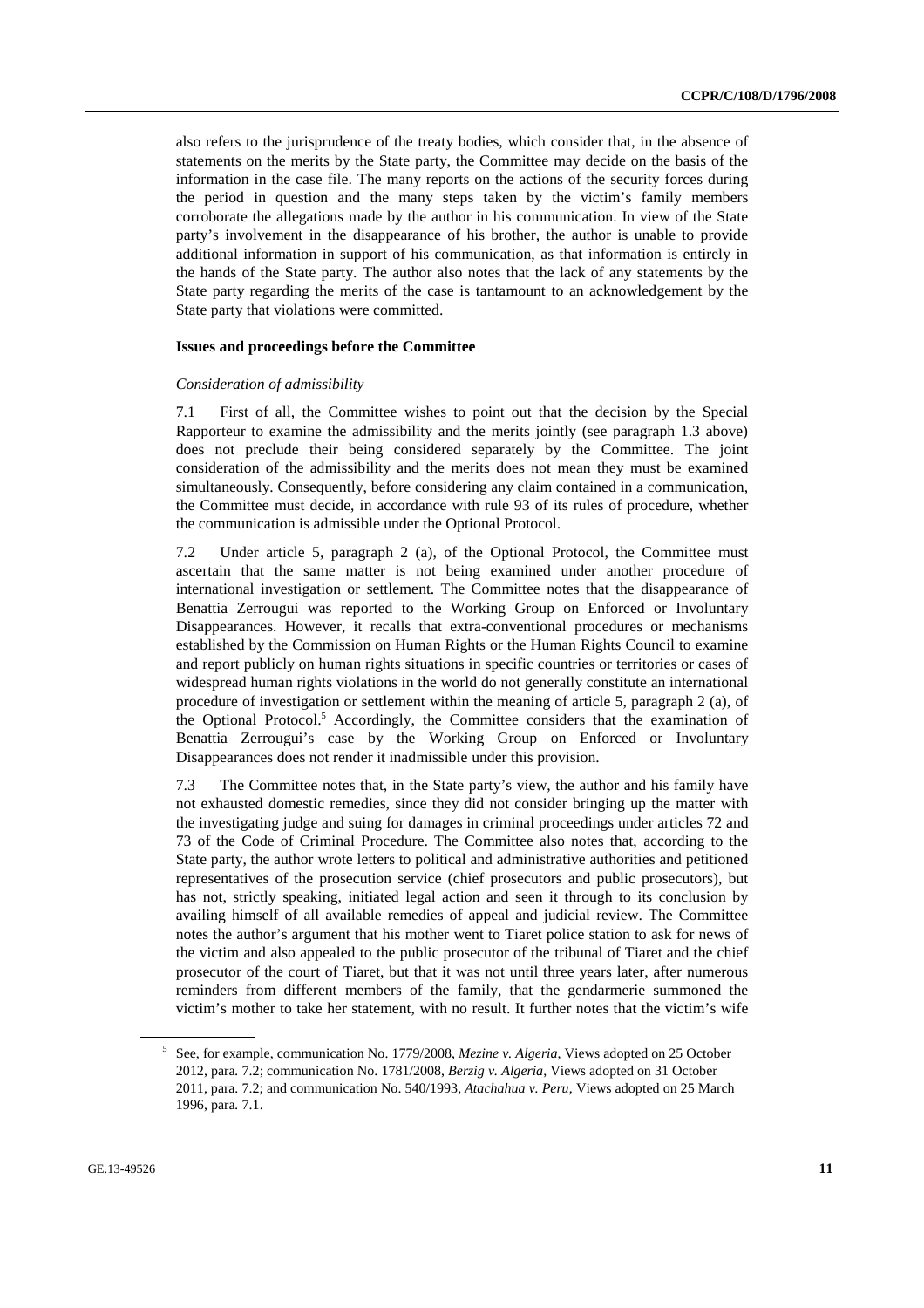also refers to the jurisprudence of the treaty bodies, which consider that, in the absence of statements on the merits by the State party, the Committee may decide on the basis of the information in the case file. The many reports on the actions of the security forces during the period in question and the many steps taken by the victim's family members corroborate the allegations made by the author in his communication. In view of the State party's involvement in the disappearance of his brother, the author is unable to provide additional information in support of his communication, as that information is entirely in the hands of the State party. The author also notes that the lack of any statements by the State party regarding the merits of the case is tantamount to an acknowledgement by the State party that violations were committed.

#### Issues and proceedings before the Committee

*Consideration of admissibility*

7.1 First of all, the Committee wishes to point out that the decision by the Special Rapporteur to examine the admissibility and the merits jointly (see paragraph 1.3 above) does not preclude their being considered separately by the Committee. The joint consideration of the admissibility and the merits does not mean they must be examined simultaneously. Consequently, before considering any claim contained in a communication, the Committee must decide, in accordance with rule 93 of its rules of procedure, whether the communication is admissible under the Optional Protocol.

7.2 Under article 5, paragraph 2 (a), of the Optional Protocol, the Committee must ascertain that the same matter is not being examined under another procedure of international investigation or settlement. The Committee notes that the disappearance of Benattia Zerrougui was reported to the Working Group on Enforced or Involuntary Disappearances. However, it recalls that extra-conventional procedures or mechanisms established by the Commission on Human Rights or the Human Rights Council to examine and report publicly on human rights situations in specific countries or territories or cases of widespread human rights violations in the world do not generally constitute an international procedure of investigation or settlement within the meaning of article 5, paragraph 2 (a), of the Optional Protocol.[5] Accordingly, the Committee considers that the examination of Benattia Zerrougui's case by the Working Group on Enforced or Involuntary Disappearances does not render it inadmissible under this provision.

7.3 The Committee notes that, in the State party's view, the author and his family have not exhausted domestic remedies, since they did not consider bringing up the matter with the investigating judge and suing for damages in criminal proceedings under articles 72 and 73 of the Code of Criminal Procedure. The Committee also notes that, according to the State party, the author wrote letters to political and administrative authorities and petitioned representatives of the prosecution service (chief prosecutors and public prosecutors), but has not, strictly speaking, initiated legal action and seen it through to its conclusion by availing himself of all available remedies of appeal and judicial review. The Committee notes the author's argument that his mother went to Tiaret police station to ask for news of the victim and also appealed to the public prosecutor of the tribunal of Tiaret and the chief prosecutor of the court of Tiaret, but that it was not until three years later, after numerous reminders from different members of the family, that the gendarmerie summoned the victim's mother to take her statement, with no result. It further notes that the victim's wife

---

[5] See, for example, communication No. 1779/2008, *Mezine v. Algeria*, Views adopted on 25 October 2012, para. 7.2; communication No. 1781/2008, *Berzig v. Algeria*, Views adopted on 31 October 2011, para. 7.2; and communication No. 540/1993, *Atachahua v. Peru*, Views adopted on 25 March 1996, para. 7.1.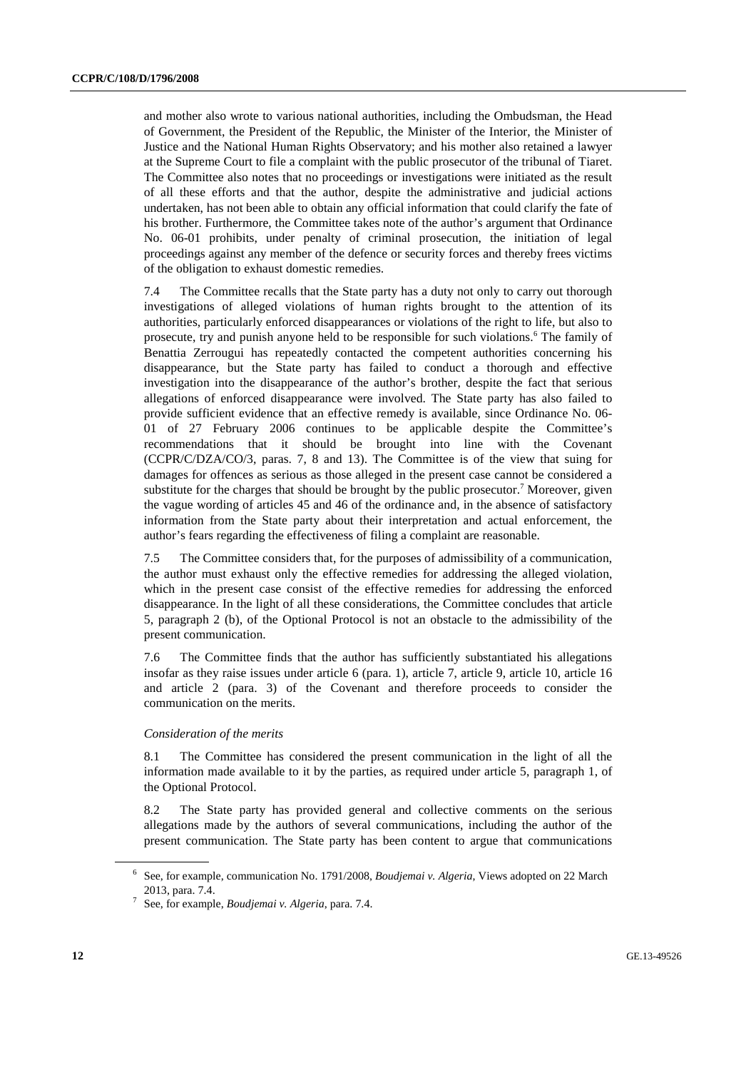and mother also wrote to various national authorities, including the Ombudsman, the Head of Government, the President of the Republic, the Minister of the Interior, the Minister of Justice and the National Human Rights Observatory; and his mother also retained a lawyer at the Supreme Court to file a complaint with the public prosecutor of the tribunal of Tiaret. The Committee also notes that no proceedings or investigations were initiated as the result of all these efforts and that the author, despite the administrative and judicial actions undertaken, has not been able to obtain any official information that could clarify the fate of his brother. Furthermore, the Committee takes note of the author's argument that Ordinance No. 06-01 prohibits, under penalty of criminal prosecution, the initiation of legal proceedings against any member of the defence or security forces and thereby frees victims of the obligation to exhaust domestic remedies.

7.4 The Committee recalls that the State party has a duty not only to carry out thorough investigations of alleged violations of human rights brought to the attention of its authorities, particularly enforced disappearances or violations of the right to life, but also to prosecute, try and punish anyone held to be responsible for such violations.[6] The family of Benattia Zerrougui has repeatedly contacted the competent authorities concerning his disappearance, but the State party has failed to conduct a thorough and effective investigation into the disappearance of the author's brother, despite the fact that serious allegations of enforced disappearance were involved. The State party has also failed to provide sufficient evidence that an effective remedy is available, since Ordinance No. 06-01 of 27 February 2006 continues to be applicable despite the Committee's recommendations that it should be brought into line with the Covenant (CCPR/C/DZA/CO/3, paras. 7, 8 and 13). The Committee is of the view that suing for damages for offences as serious as those alleged in the present case cannot be considered a substitute for the charges that should be brought by the public prosecutor.[7] Moreover, given the vague wording of articles 45 and 46 of the ordinance and, in the absence of satisfactory information from the State party about their interpretation and actual enforcement, the author's fears regarding the effectiveness of filing a complaint are reasonable.

7.5 The Committee considers that, for the purposes of admissibility of a communication, the author must exhaust only the effective remedies for addressing the alleged violation, which in the present case consist of the effective remedies for addressing the enforced disappearance. In the light of all these considerations, the Committee concludes that article 5, paragraph 2 (b), of the Optional Protocol is not an obstacle to the admissibility of the present communication.

7.6 The Committee finds that the author has sufficiently substantiated his allegations insofar as they raise issues under article 6 (para. 1), article 7, article 9, article 10, article 16 and article 2 (para. 3) of the Covenant and therefore proceeds to consider the communication on the merits.

*Consideration of the merits*

8.1 The Committee has considered the present communication in the light of all the information made available to it by the parties, as required under article 5, paragraph 1, of the Optional Protocol.

8.2 The State party has provided general and collective comments on the serious allegations made by the authors of several communications, including the author of the present communication. The State party has been content to argue that communications

---

[6] See, for example, communication No. 1791/2008, *Boudjemai v. Algeria*, Views adopted on 22 March 2013, para. 7.4.

[7] See, for example, *Boudjemai v. Algeria*, para. 7.4.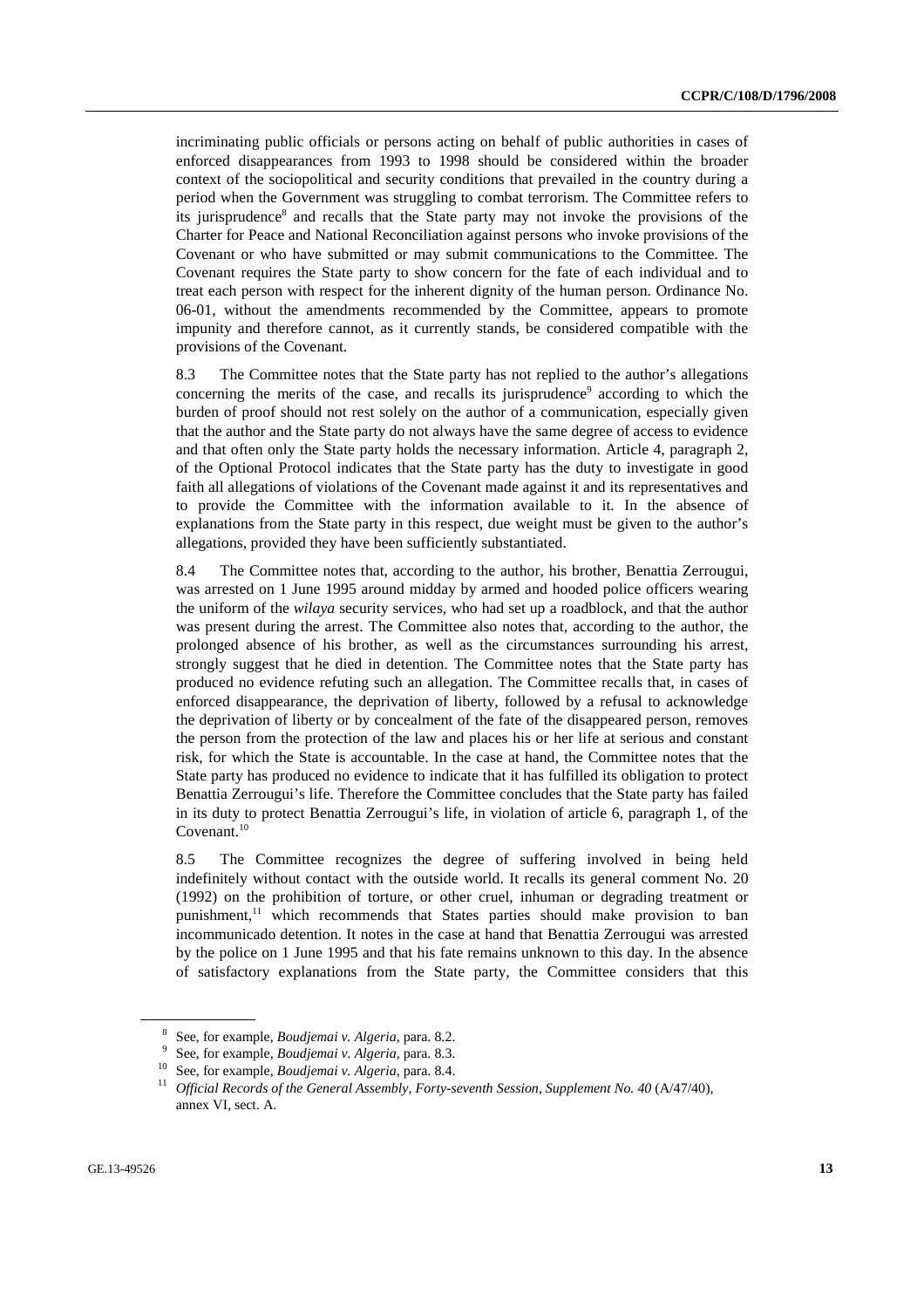incriminating public officials or persons acting on behalf of public authorities in cases of enforced disappearances from 1993 to 1998 should be considered within the broader context of the sociopolitical and security conditions that prevailed in the country during a period when the Government was struggling to combat terrorism. The Committee refers to its jurisprudence[8] and recalls that the State party may not invoke the provisions of the Charter for Peace and National Reconciliation against persons who invoke provisions of the Covenant or who have submitted or may submit communications to the Committee. The Covenant requires the State party to show concern for the fate of each individual and to treat each person with respect for the inherent dignity of the human person. Ordinance No. 06-01, without the amendments recommended by the Committee, appears to promote impunity and therefore cannot, as it currently stands, be considered compatible with the provisions of the Covenant.

8.3 The Committee notes that the State party has not replied to the author's allegations concerning the merits of the case, and recalls its jurisprudence[9] according to which the burden of proof should not rest solely on the author of a communication, especially given that the author and the State party do not always have the same degree of access to evidence and that often only the State party holds the necessary information. Article 4, paragraph 2, of the Optional Protocol indicates that the State party has the duty to investigate in good faith all allegations of violations of the Covenant made against it and its representatives and to provide the Committee with the information available to it. In the absence of explanations from the State party in this respect, due weight must be given to the author's allegations, provided they have been sufficiently substantiated.

8.4 The Committee notes that, according to the author, his brother, Benattia Zerrougui, was arrested on 1 June 1995 around midday by armed and hooded police officers wearing the uniform of the *wilaya* security services, who had set up a roadblock, and that the author was present during the arrest. The Committee also notes that, according to the author, the prolonged absence of his brother, as well as the circumstances surrounding his arrest, strongly suggest that he died in detention. The Committee notes that the State party has produced no evidence refuting such an allegation. The Committee recalls that, in cases of enforced disappearance, the deprivation of liberty, followed by a refusal to acknowledge the deprivation of liberty or by concealment of the fate of the disappeared person, removes the person from the protection of the law and places his or her life at serious and constant risk, for which the State is accountable. In the case at hand, the Committee notes that the State party has produced no evidence to indicate that it has fulfilled its obligation to protect Benattia Zerrougui's life. Therefore the Committee concludes that the State party has failed in its duty to protect Benattia Zerrougui's life, in violation of article 6, paragraph 1, of the Covenant.[10]

8.5 The Committee recognizes the degree of suffering involved in being held indefinitely without contact with the outside world. It recalls its general comment No. 20 (1992) on the prohibition of torture, or other cruel, inhuman or degrading treatment or punishment,[11] which recommends that States parties should make provision to ban incommunicado detention. It notes in the case at hand that Benattia Zerrougui was arrested by the police on 1 June 1995 and that his fate remains unknown to this day. In the absence of satisfactory explanations from the State party, the Committee considers that this

---

[8] See, for example, *Boudjemai v. Algeria*, para. 8.2.

[9] See, for example, *Boudjemai v. Algeria*, para. 8.3.

[10] See, for example, *Boudjemai v. Algeria*, para. 8.4.

[11] *Official Records of the General Assembly, Forty-seventh Session, Supplement No. 40* (A/47/40), annex VI, sect. A.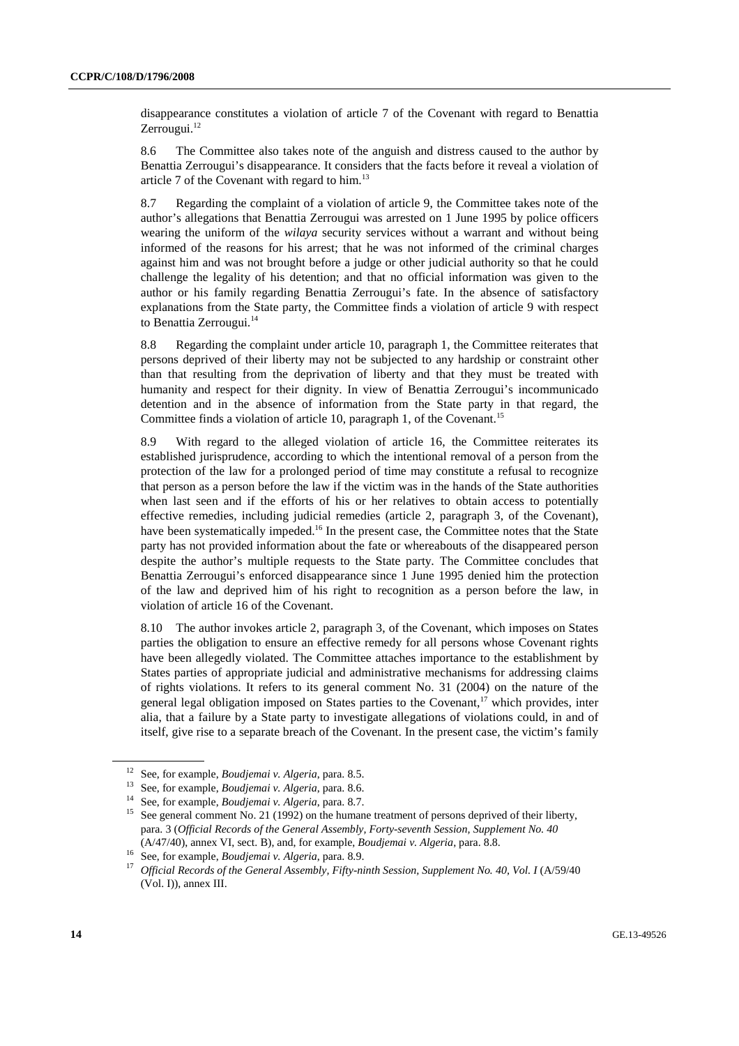disappearance constitutes a violation of article 7 of the Covenant with regard to Benattia Zerrougui.[12]

8.6 The Committee also takes note of the anguish and distress caused to the author by Benattia Zerrougui's disappearance. It considers that the facts before it reveal a violation of article 7 of the Covenant with regard to him.[13]

8.7 Regarding the complaint of a violation of article 9, the Committee takes note of the author's allegations that Benattia Zerrougui was arrested on 1 June 1995 by police officers wearing the uniform of the *wilaya* security services without a warrant and without being informed of the reasons for his arrest; that he was not informed of the criminal charges against him and was not brought before a judge or other judicial authority so that he could challenge the legality of his detention; and that no official information was given to the author or his family regarding Benattia Zerrougui's fate. In the absence of satisfactory explanations from the State party, the Committee finds a violation of article 9 with respect to Benattia Zerrougui.[14]

8.8 Regarding the complaint under article 10, paragraph 1, the Committee reiterates that persons deprived of their liberty may not be subjected to any hardship or constraint other than that resulting from the deprivation of liberty and that they must be treated with humanity and respect for their dignity. In view of Benattia Zerrougui's incommunicado detention and in the absence of information from the State party in that regard, the Committee finds a violation of article 10, paragraph 1, of the Covenant.[15]

8.9 With regard to the alleged violation of article 16, the Committee reiterates its established jurisprudence, according to which the intentional removal of a person from the protection of the law for a prolonged period of time may constitute a refusal to recognize that person as a person before the law if the victim was in the hands of the State authorities when last seen and if the efforts of his or her relatives to obtain access to potentially effective remedies, including judicial remedies (article 2, paragraph 3, of the Covenant), have been systematically impeded.[16] In the present case, the Committee notes that the State party has not provided information about the fate or whereabouts of the disappeared person despite the author's multiple requests to the State party. The Committee concludes that Benattia Zerrougui's enforced disappearance since 1 June 1995 denied him the protection of the law and deprived him of his right to recognition as a person before the law, in violation of article 16 of the Covenant.

8.10 The author invokes article 2, paragraph 3, of the Covenant, which imposes on States parties the obligation to ensure an effective remedy for all persons whose Covenant rights have been allegedly violated. The Committee attaches importance to the establishment by States parties of appropriate judicial and administrative mechanisms for addressing claims of rights violations. It refers to its general comment No. 31 (2004) on the nature of the general legal obligation imposed on States parties to the Covenant,[17] which provides, inter alia, that a failure by a State party to investigate allegations of violations could, in and of itself, give rise to a separate breach of the Covenant. In the present case, the victim's family

---

[12] See, for example, *Boudjemai v. Algeria*, para. 8.5.

[13] See, for example, *Boudjemai v. Algeria*, para. 8.6.

[14] See, for example, *Boudjemai v. Algeria*, para. 8.7.

[15] See general comment No. 21 (1992) on the humane treatment of persons deprived of their liberty, para. 3 (*Official Records of the General Assembly, Forty-seventh Session, Supplement No. 40* (A/47/40), annex VI, sect. B), and, for example, *Boudjemai v. Algeria*, para. 8.8.

[16] See, for example, *Boudjemai v. Algeria*, para. 8.9.

[17] *Official Records of the General Assembly, Fifty-ninth Session, Supplement No. 40, Vol. I* (A/59/40 (Vol. I)), annex III.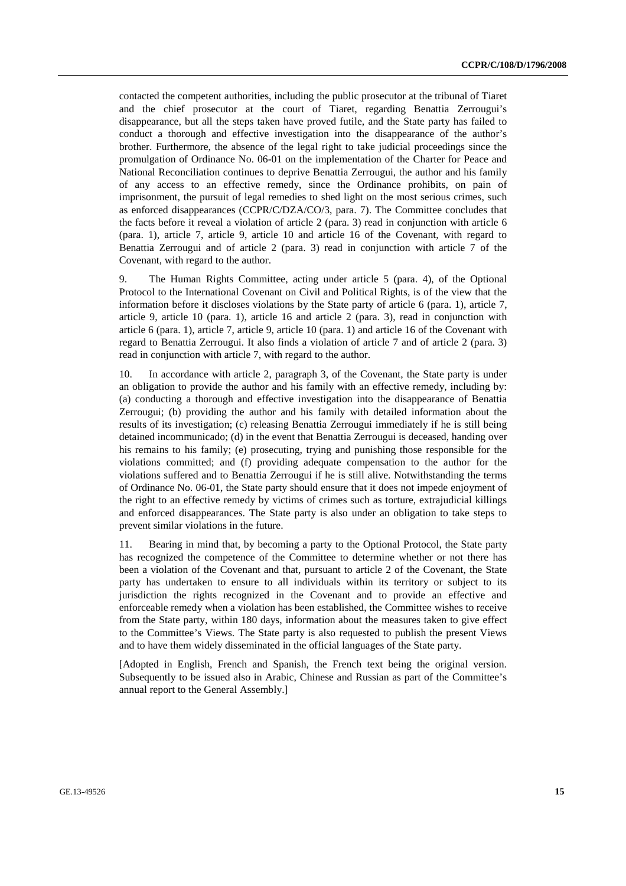contacted the competent authorities, including the public prosecutor at the tribunal of Tiaret and the chief prosecutor at the court of Tiaret, regarding Benattia Zerrougui's disappearance, but all the steps taken have proved futile, and the State party has failed to conduct a thorough and effective investigation into the disappearance of the author's brother. Furthermore, the absence of the legal right to take judicial proceedings since the promulgation of Ordinance No. 06-01 on the implementation of the Charter for Peace and National Reconciliation continues to deprive Benattia Zerrougui, the author and his family of any access to an effective remedy, since the Ordinance prohibits, on pain of imprisonment, the pursuit of legal remedies to shed light on the most serious crimes, such as enforced disappearances (CCPR/C/DZA/CO/3, para. 7). The Committee concludes that the facts before it reveal a violation of article 2 (para. 3) read in conjunction with article 6 (para. 1), article 7, article 9, article 10 and article 16 of the Covenant, with regard to Benattia Zerrougui and of article 2 (para. 3) read in conjunction with article 7 of the Covenant, with regard to the author.

9. The Human Rights Committee, acting under article 5 (para. 4), of the Optional Protocol to the International Covenant on Civil and Political Rights, is of the view that the information before it discloses violations by the State party of article 6 (para. 1), article 7, article 9, article 10 (para. 1), article 16 and article 2 (para. 3), read in conjunction with article 6 (para. 1), article 7, article 9, article 10 (para. 1) and article 16 of the Covenant with regard to Benattia Zerrougui. It also finds a violation of article 7 and of article 2 (para. 3) read in conjunction with article 7, with regard to the author.

10. In accordance with article 2, paragraph 3, of the Covenant, the State party is under an obligation to provide the author and his family with an effective remedy, including by: (a) conducting a thorough and effective investigation into the disappearance of Benattia Zerrougui; (b) providing the author and his family with detailed information about the results of its investigation; (c) releasing Benattia Zerrougui immediately if he is still being detained incommunicado; (d) in the event that Benattia Zerrougui is deceased, handing over his remains to his family; (e) prosecuting, trying and punishing those responsible for the violations committed; and (f) providing adequate compensation to the author for the violations suffered and to Benattia Zerrougui if he is still alive. Notwithstanding the terms of Ordinance No. 06-01, the State party should ensure that it does not impede enjoyment of the right to an effective remedy by victims of crimes such as torture, extrajudicial killings and enforced disappearances. The State party is also under an obligation to take steps to prevent similar violations in the future.

11. Bearing in mind that, by becoming a party to the Optional Protocol, the State party has recognized the competence of the Committee to determine whether or not there has been a violation of the Covenant and that, pursuant to article 2 of the Covenant, the State party has undertaken to ensure to all individuals within its territory or subject to its jurisdiction the rights recognized in the Covenant and to provide an effective and enforceable remedy when a violation has been established, the Committee wishes to receive from the State party, within 180 days, information about the measures taken to give effect to the Committee's Views. The State party is also requested to publish the present Views and to have them widely disseminated in the official languages of the State party.

[Adopted in English, French and Spanish, the French text being the original version. Subsequently to be issued also in Arabic, Chinese and Russian as part of the Committee's annual report to the General Assembly.]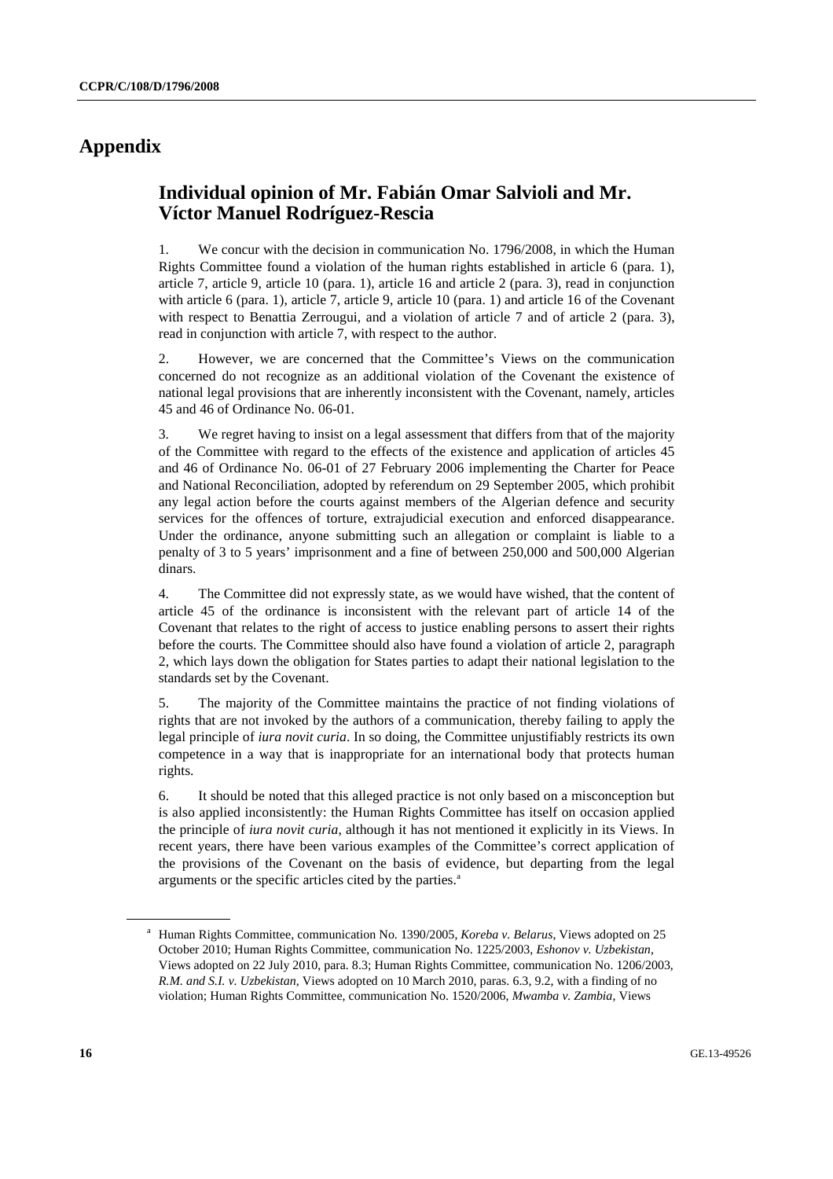# Appendix

## Individual opinion of Mr. Fabián Omar Salvioli and Mr. Víctor Manuel Rodríguez-Rescia

1. We concur with the decision in communication No. 1796/2008, in which the Human Rights Committee found a violation of the human rights established in article 6 (para. 1), article 7, article 9, article 10 (para. 1), article 16 and article 2 (para. 3), read in conjunction with article 6 (para. 1), article 7, article 9, article 10 (para. 1) and article 16 of the Covenant with respect to Benattia Zerrougui, and a violation of article 7 and of article 2 (para. 3), read in conjunction with article 7, with respect to the author.

2. However, we are concerned that the Committee's Views on the communication concerned do not recognize as an additional violation of the Covenant the existence of national legal provisions that are inherently inconsistent with the Covenant, namely, articles 45 and 46 of Ordinance No. 06-01.

3. We regret having to insist on a legal assessment that differs from that of the majority of the Committee with regard to the effects of the existence and application of articles 45 and 46 of Ordinance No. 06-01 of 27 February 2006 implementing the Charter for Peace and National Reconciliation, adopted by referendum on 29 September 2005, which prohibit any legal action before the courts against members of the Algerian defence and security services for the offences of torture, extrajudicial execution and enforced disappearance. Under the ordinance, anyone submitting such an allegation or complaint is liable to a penalty of 3 to 5 years' imprisonment and a fine of between 250,000 and 500,000 Algerian dinars.

4. The Committee did not expressly state, as we would have wished, that the content of article 45 of the ordinance is inconsistent with the relevant part of article 14 of the Covenant that relates to the right of access to justice enabling persons to assert their rights before the courts. The Committee should also have found a violation of article 2, paragraph 2, which lays down the obligation for States parties to adapt their national legislation to the standards set by the Covenant.

5. The majority of the Committee maintains the practice of not finding violations of rights that are not invoked by the authors of a communication, thereby failing to apply the legal principle of *iura novit curia*. In so doing, the Committee unjustifiably restricts its own competence in a way that is inappropriate for an international body that protects human rights.

6. It should be noted that this alleged practice is not only based on a misconception but is also applied inconsistently: the Human Rights Committee has itself on occasion applied the principle of *iura novit curia*, although it has not mentioned it explicitly in its Views. In recent years, there have been various examples of the Committee's correct application of the provisions of the Covenant on the basis of evidence, but departing from the legal arguments or the specific articles cited by the parties.[a]

---

[a] Human Rights Committee, communication No. 1390/2005, *Koreba v. Belarus*, Views adopted on 25 October 2010; Human Rights Committee, communication No. 1225/2003, *Eshonov v. Uzbekistan*, Views adopted on 22 July 2010, para. 8.3; Human Rights Committee, communication No. 1206/2003, *R.M. and S.I. v. Uzbekistan*, Views adopted on 10 March 2010, paras. 6.3, 9.2, with a finding of no violation; Human Rights Committee, communication No. 1520/2006, *Mwamba v. Zambia*, Views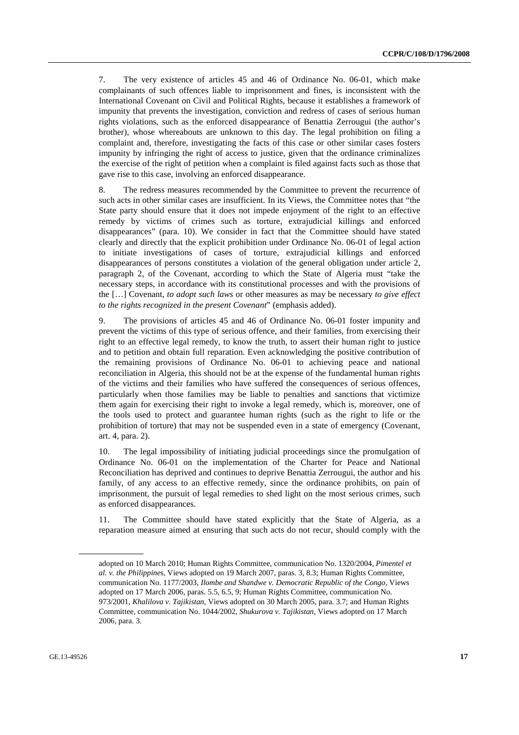7. The very existence of articles 45 and 46 of Ordinance No. 06-01, which make complainants of such offences liable to imprisonment and fines, is inconsistent with the International Covenant on Civil and Political Rights, because it establishes a framework of impunity that prevents the investigation, conviction and redress of cases of serious human rights violations, such as the enforced disappearance of Benattia Zerrougui (the author's brother), whose whereabouts are unknown to this day. The legal prohibition on filing a complaint and, therefore, investigating the facts of this case or other similar cases fosters impunity by infringing the right of access to justice, given that the ordinance criminalizes the exercise of the right of petition when a complaint is filed against facts such as those that gave rise to this case, involving an enforced disappearance.

8. The redress measures recommended by the Committee to prevent the recurrence of such acts in other similar cases are insufficient. In its Views, the Committee notes that "the State party should ensure that it does not impede enjoyment of the right to an effective remedy by victims of crimes such as torture, extrajudicial killings and enforced disappearances" (para. 10). We consider in fact that the Committee should have stated clearly and directly that the explicit prohibition under Ordinance No. 06-01 of legal action to initiate investigations of cases of torture, extrajudicial killings and enforced disappearances of persons constitutes a violation of the general obligation under article 2, paragraph 2, of the Covenant, according to which the State of Algeria must "take the necessary steps, in accordance with its constitutional processes and with the provisions of the […] Covenant, *to adopt such laws* or other measures as may be necessary *to give effect to the rights recognized in the present Covenant*" (emphasis added).

9. The provisions of articles 45 and 46 of Ordinance No. 06-01 foster impunity and prevent the victims of this type of serious offence, and their families, from exercising their right to an effective legal remedy, to know the truth, to assert their human right to justice and to petition and obtain full reparation. Even acknowledging the positive contribution of the remaining provisions of Ordinance No. 06-01 to achieving peace and national reconciliation in Algeria, this should not be at the expense of the fundamental human rights of the victims and their families who have suffered the consequences of serious offences, particularly when those families may be liable to penalties and sanctions that victimize them again for exercising their right to invoke a legal remedy, which is, moreover, one of the tools used to protect and guarantee human rights (such as the right to life or the prohibition of torture) that may not be suspended even in a state of emergency (Covenant, art. 4, para. 2).

10. The legal impossibility of initiating judicial proceedings since the promulgation of Ordinance No. 06-01 on the implementation of the Charter for Peace and National Reconciliation has deprived and continues to deprive Benattia Zerrougui, the author and his family, of any access to an effective remedy, since the ordinance prohibits, on pain of imprisonment, the pursuit of legal remedies to shed light on the most serious crimes, such as enforced disappearances.

11. The Committee should have stated explicitly that the State of Algeria, as a reparation measure aimed at ensuring that such acts do not recur, should comply with the

---

adopted on 10 March 2010; Human Rights Committee, communication No. 1320/2004, *Pimentel et al. v. the Philippines*, Views adopted on 19 March 2007, paras. 3, 8.3; Human Rights Committee, communication No. 1177/2003, *Ilombe and Shandwe v. Democratic Republic of the Congo*, Views adopted on 17 March 2006, paras. 5.5, 6.5, 9; Human Rights Committee, communication No. 973/2001, *Khalilova v. Tajikistan*, Views adopted on 30 March 2005, para. 3.7; and Human Rights Committee, communication No. 1044/2002, *Shukurova v. Tajikistan*, Views adopted on 17 March 2006, para. 3.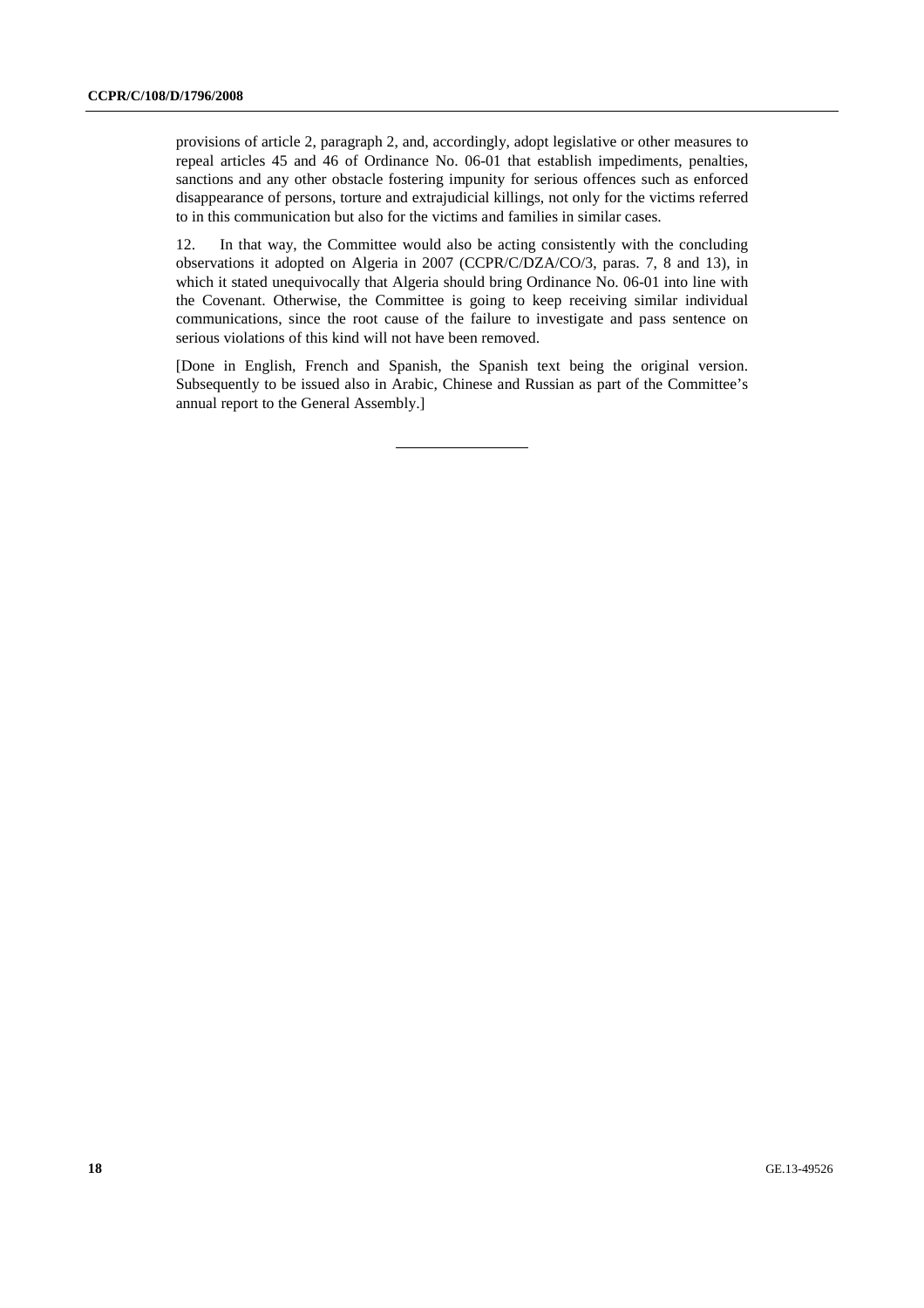provisions of article 2, paragraph 2, and, accordingly, adopt legislative or other measures to repeal articles 45 and 46 of Ordinance No. 06-01 that establish impediments, penalties, sanctions and any other obstacle fostering impunity for serious offences such as enforced disappearance of persons, torture and extrajudicial killings, not only for the victims referred to in this communication but also for the victims and families in similar cases.

12. In that way, the Committee would also be acting consistently with the concluding observations it adopted on Algeria in 2007 (CCPR/C/DZA/CO/3, paras. 7, 8 and 13), in which it stated unequivocally that Algeria should bring Ordinance No. 06-01 into line with the Covenant. Otherwise, the Committee is going to keep receiving similar individual communications, since the root cause of the failure to investigate and pass sentence on serious violations of this kind will not have been removed.

[Done in English, French and Spanish, the Spanish text being the original version. Subsequently to be issued also in Arabic, Chinese and Russian as part of the Committee's annual report to the General Assembly.]